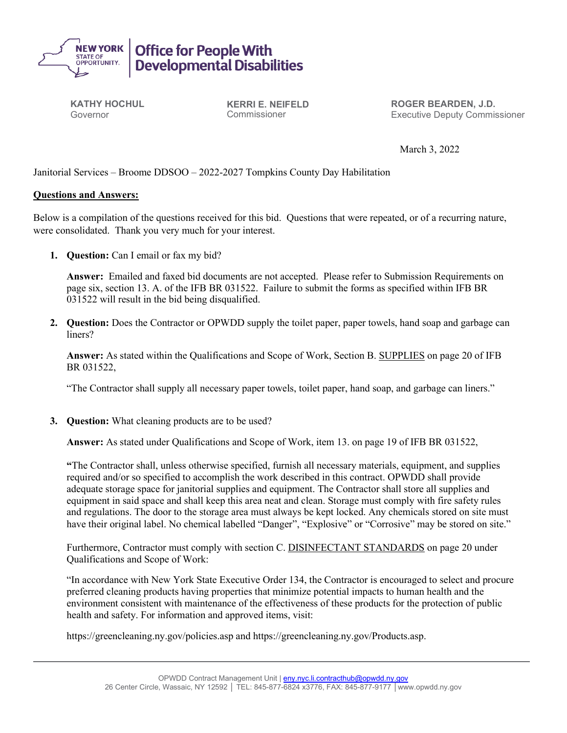**NEW YORK STATE OF OPPORTUNITY. | Office for People With Developmental Disabilities**

**KATHY HOCHUL**
Governor

**KERRI E. NEIFELD**
Commissioner

**ROGER BEARDEN, J.D.**
Executive Deputy Commissioner

March 3, 2022

Janitorial Services – Broome DDSOO – 2022-2027 Tompkins County Day Habilitation

**Questions and Answers:**

Below is a compilation of the questions received for this bid. Questions that were repeated, or of a recurring nature, were consolidated. Thank you very much for your interest.

1. **Question:** Can I email or fax my bid?

   **Answer:** Emailed and faxed bid documents are not accepted. Please refer to Submission Requirements on page six, section 13. A. of the IFB BR 031522. Failure to submit the forms as specified within IFB BR 031522 will result in the bid being disqualified.

2. **Question:** Does the Contractor or OPWDD supply the toilet paper, paper towels, hand soap and garbage can liners?

   **Answer:** As stated within the Qualifications and Scope of Work, Section B. SUPPLIES on page 20 of IFB BR 031522,

   "The Contractor shall supply all necessary paper towels, toilet paper, hand soap, and garbage can liners."

3. **Question:** What cleaning products are to be used?

   **Answer:** As stated under Qualifications and Scope of Work, item 13. on page 19 of IFB BR 031522,

   **"**The Contractor shall, unless otherwise specified, furnish all necessary materials, equipment, and supplies required and/or so specified to accomplish the work described in this contract. OPWDD shall provide adequate storage space for janitorial supplies and equipment. The Contractor shall store all supplies and equipment in said space and shall keep this area neat and clean. Storage must comply with fire safety rules and regulations. The door to the storage area must always be kept locked. Any chemicals stored on site must have their original label. No chemical labelled "Danger", "Explosive" or "Corrosive" may be stored on site."

   Furthermore, Contractor must comply with section C. DISINFECTANT STANDARDS on page 20 under Qualifications and Scope of Work:

   "In accordance with New York State Executive Order 134, the Contractor is encouraged to select and procure preferred cleaning products having properties that minimize potential impacts to human health and the environment consistent with maintenance of the effectiveness of these products for the protection of public health and safety. For information and approved items, visit:

   https://greencleaning.ny.gov/policies.asp and https://greencleaning.ny.gov/Products.asp.

OPWDD Contract Management Unit | eny.nyc.li.contracthub@opwdd.ny.gov
26 Center Circle, Wassaic, NY 12592 │ TEL: 845-877-6824 x3776, FAX: 845-877-9177 │www.opwdd.ny.gov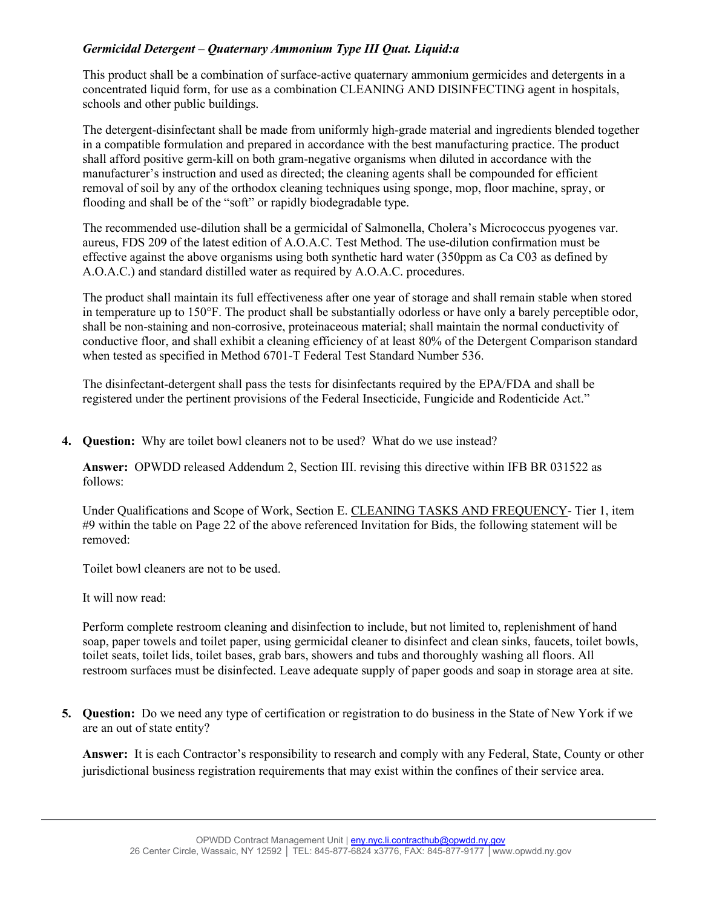*Germicidal Detergent – Quaternary Ammonium Type III Quat. Liquid:a*

This product shall be a combination of surface-active quaternary ammonium germicides and detergents in a concentrated liquid form, for use as a combination CLEANING AND DISINFECTING agent in hospitals, schools and other public buildings.

The detergent-disinfectant shall be made from uniformly high-grade material and ingredients blended together in a compatible formulation and prepared in accordance with the best manufacturing practice. The product shall afford positive germ-kill on both gram-negative organisms when diluted in accordance with the manufacturer's instruction and used as directed; the cleaning agents shall be compounded for efficient removal of soil by any of the orthodox cleaning techniques using sponge, mop, floor machine, spray, or flooding and shall be of the "soft" or rapidly biodegradable type.

The recommended use-dilution shall be a germicidal of Salmonella, Cholera's Micrococcus pyogenes var. aureus, FDS 209 of the latest edition of A.O.A.C. Test Method. The use-dilution confirmation must be effective against the above organisms using both synthetic hard water (350ppm as Ca C03 as defined by A.O.A.C.) and standard distilled water as required by A.O.A.C. procedures.

The product shall maintain its full effectiveness after one year of storage and shall remain stable when stored in temperature up to 150°F. The product shall be substantially odorless or have only a barely perceptible odor, shall be non-staining and non-corrosive, proteinaceous material; shall maintain the normal conductivity of conductive floor, and shall exhibit a cleaning efficiency of at least 80% of the Detergent Comparison standard when tested as specified in Method 6701-T Federal Test Standard Number 536.

The disinfectant-detergent shall pass the tests for disinfectants required by the EPA/FDA and shall be registered under the pertinent provisions of the Federal Insecticide, Fungicide and Rodenticide Act."

4. **Question:** Why are toilet bowl cleaners not to be used? What do we use instead?

   **Answer:** OPWDD released Addendum 2, Section III. revising this directive within IFB BR 031522 as follows:

   Under Qualifications and Scope of Work, Section E. CLEANING TASKS AND FREQUENCY- Tier 1, item #9 within the table on Page 22 of the above referenced Invitation for Bids, the following statement will be removed:

   Toilet bowl cleaners are not to be used.

   It will now read:

   Perform complete restroom cleaning and disinfection to include, but not limited to, replenishment of hand soap, paper towels and toilet paper, using germicidal cleaner to disinfect and clean sinks, faucets, toilet bowls, toilet seats, toilet lids, toilet bases, grab bars, showers and tubs and thoroughly washing all floors. All restroom surfaces must be disinfected. Leave adequate supply of paper goods and soap in storage area at site.

5. **Question:** Do we need any type of certification or registration to do business in the State of New York if we are an out of state entity?

   **Answer:** It is each Contractor's responsibility to research and comply with any Federal, State, County or other jurisdictional business registration requirements that may exist within the confines of their service area.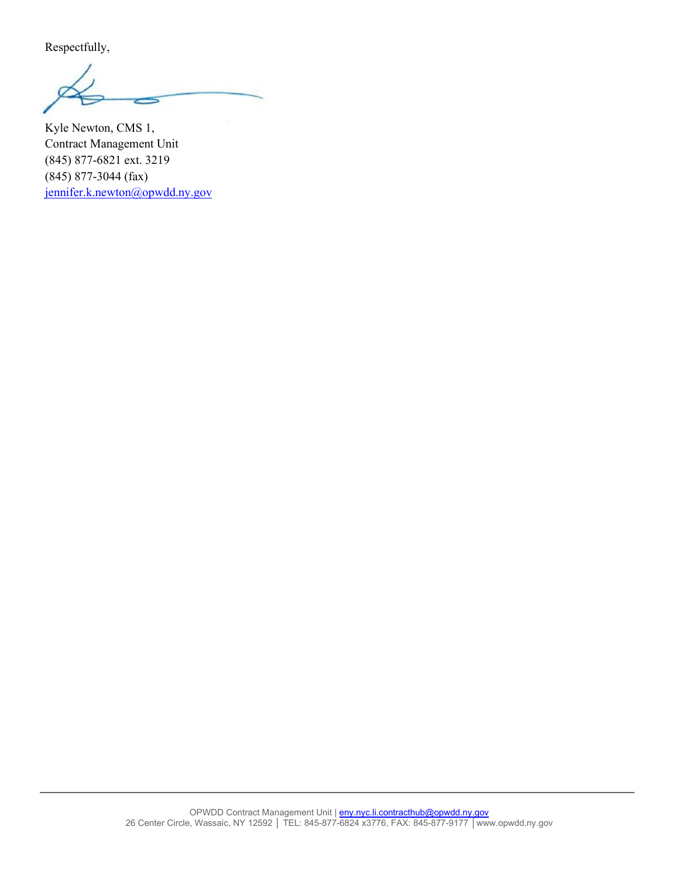Respectfully,

Kyle Newton, CMS 1,
Contract Management Unit
(845) 877-6821 ext. 3219
(845) 877-3044 (fax)
jennifer.k.newton@opwdd.ny.gov

OPWDD Contract Management Unit | eny.nyc.li.contracthub@opwdd.ny.gov
26 Center Circle, Wassaic, NY 12592 │ TEL: 845-877-6824 x3776, FAX: 845-877-9177 │www.opwdd.ny.gov